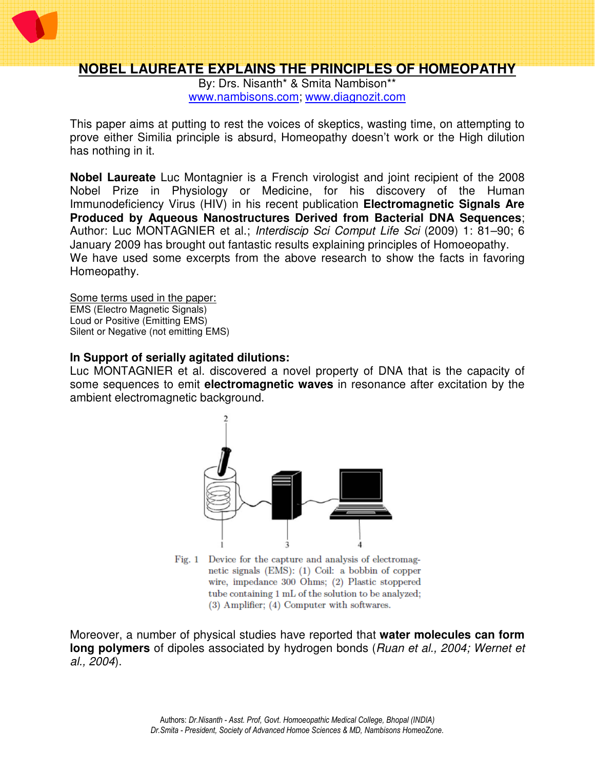# NOBEL LAUREATE EXPLAINS THE PRINCIPLES OF HOMEOPATHY

By: Drs. Nisanth* & Smita Nambison**
www.nambisons.com; www.diagnozit.com

This paper aims at putting to rest the voices of skeptics, wasting time, on attempting to prove either Similia principle is absurd, Homeopathy doesn't work or the High dilution has nothing in it.

**Nobel Laureate** Luc Montagnier is a French virologist and joint recipient of the 2008 Nobel Prize in Physiology or Medicine, for his discovery of the Human Immunodeficiency Virus (HIV) in his recent publication **Electromagnetic Signals Are Produced by Aqueous Nanostructures Derived from Bacterial DNA Sequences**; Author: Luc MONTAGNIER et al.; *Interdiscip Sci Comput Life Sci* (2009) 1: 81–90; 6 January 2009 has brought out fantastic results explaining principles of Homoeopathy.
We have used some excerpts from the above research to show the facts in favoring Homeopathy.

Some terms used in the paper:
EMS (Electro Magnetic Signals)
Loud or Positive (Emitting EMS)
Silent or Negative (not emitting EMS)

### In Support of serially agitated dilutions:

Luc MONTAGNIER et al. discovered a novel property of DNA that is the capacity of some sequences to emit **electromagnetic waves** in resonance after excitation by the ambient electromagnetic background.

Fig. 1 Device for the capture and analysis of electromagnetic signals (EMS): (1) Coil: a bobbin of copper wire, impedance 300 Ohms; (2) Plastic stoppered tube containing 1 mL of the solution to be analyzed; (3) Amplifier; (4) Computer with softwares.

Moreover, a number of physical studies have reported that **water molecules can form long polymers** of dipoles associated by hydrogen bonds (*Ruan et al., 2004; Wernet et al., 2004*).

Authors: *Dr.Nisanth - Asst. Prof, Govt. Homoeopathic Medical College, Bhopal (INDIA)*
*Dr.Smita - President, Society of Advanced Homoe Sciences & MD, Nambisons HomeoZone.*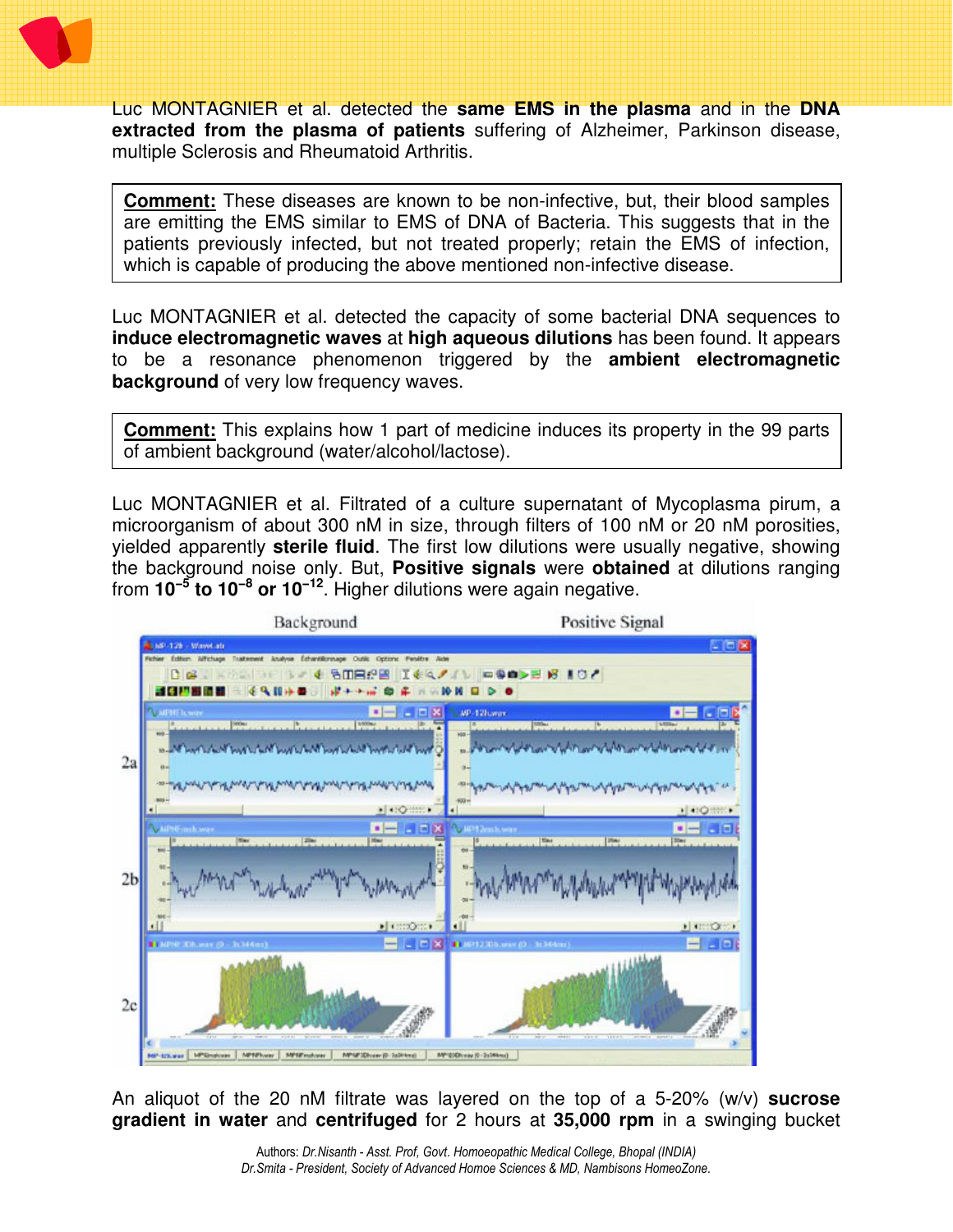Luc MONTAGNIER et al. detected the **same EMS in the plasma** and in the **DNA extracted from the plasma of patients** suffering of Alzheimer, Parkinson disease, multiple Sclerosis and Rheumatoid Arthritis.

> **Comment:** These diseases are known to be non-infective, but, their blood samples are emitting the EMS similar to EMS of DNA of Bacteria. This suggests that in the patients previously infected, but not treated properly; retain the EMS of infection, which is capable of producing the above mentioned non-infective disease.

Luc MONTAGNIER et al. detected the capacity of some bacterial DNA sequences to **induce electromagnetic waves** at **high aqueous dilutions** has been found. It appears to be a resonance phenomenon triggered by the **ambient electromagnetic background** of very low frequency waves.

> **Comment:** This explains how 1 part of medicine induces its property in the 99 parts of ambient background (water/alcohol/lactose).

Luc MONTAGNIER et al. Filtrated of a culture supernatant of Mycoplasma pirum, a microorganism of about 300 nM in size, through filters of 100 nM or 20 nM porosities, yielded apparently **sterile fluid**. The first low dilutions were usually negative, showing the background noise only. But, **Positive signals** were **obtained** at dilutions ranging from **$10^{-5}$ to $10^{-8}$ or $10^{-12}$**. Higher dilutions were again negative.

An aliquot of the 20 nM filtrate was layered on the top of a 5-20% (w/v) **sucrose gradient in water** and **centrifuged** for 2 hours at **35,000 rpm** in a swinging bucket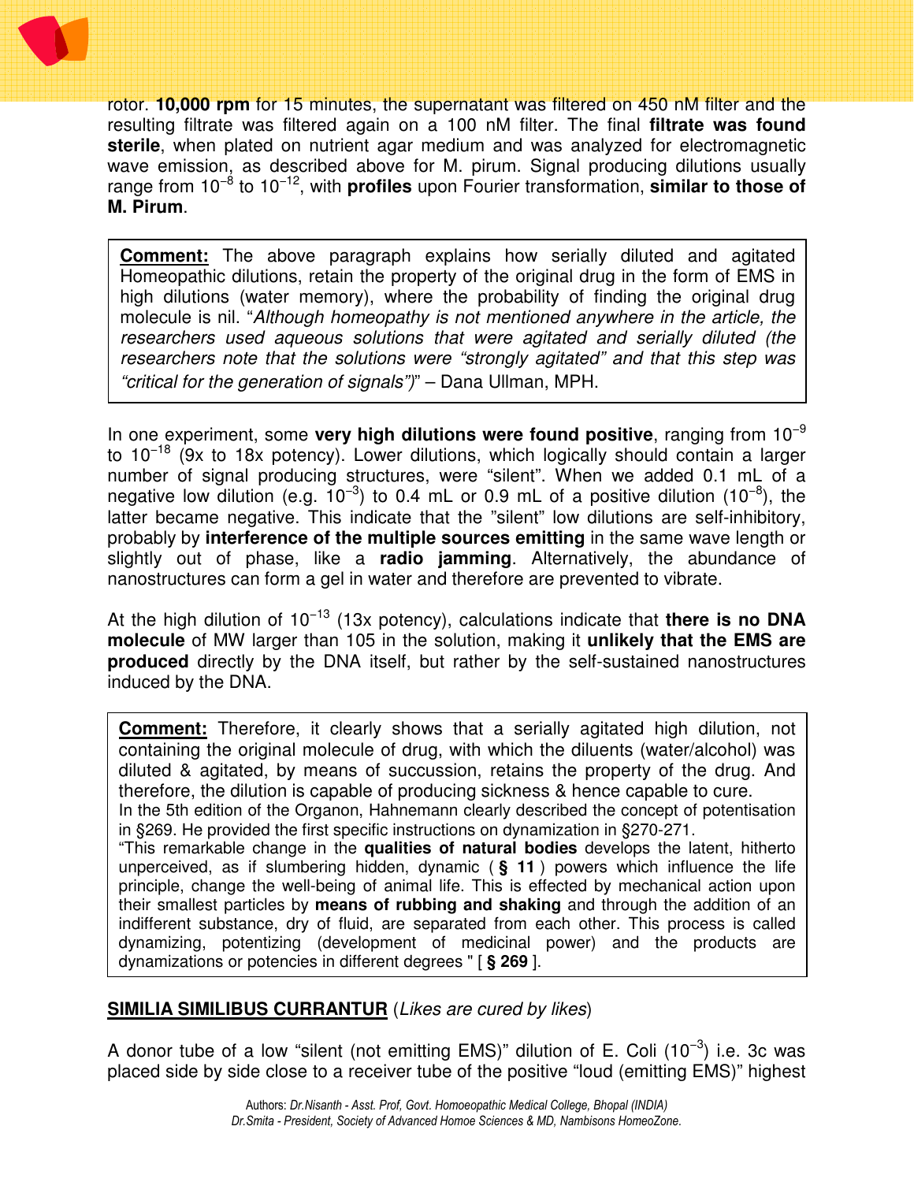rotor. **10,000 rpm** for 15 minutes, the supernatant was filtered on 450 nM filter and the resulting filtrate was filtered again on a 100 nM filter. The final **filtrate was found sterile**, when plated on nutrient agar medium and was analyzed for electromagnetic wave emission, as described above for M. pirum. Signal producing dilutions usually range from $10^{-8}$ to $10^{-12}$, with **profiles** upon Fourier transformation, **similar to those of M. Pirum**.

> **Comment:** The above paragraph explains how serially diluted and agitated Homeopathic dilutions, retain the property of the original drug in the form of EMS in high dilutions (water memory), where the probability of finding the original drug molecule is nil. "*Although homeopathy is not mentioned anywhere in the article, the researchers used aqueous solutions that were agitated and serially diluted (the researchers note that the solutions were "strongly agitated" and that this step was "critical for the generation of signals")*" – Dana Ullman, MPH.

In one experiment, some **very high dilutions were found positive**, ranging from $10^{-9}$ to $10^{-18}$ (9x to 18x potency). Lower dilutions, which logically should contain a larger number of signal producing structures, were "silent". When we added 0.1 mL of a negative low dilution (e.g. $10^{-3}$) to 0.4 mL or 0.9 mL of a positive dilution ($10^{-8}$), the latter became negative. This indicate that the "silent" low dilutions are self-inhibitory, probably by **interference of the multiple sources emitting** in the same wave length or slightly out of phase, like a **radio jamming**. Alternatively, the abundance of nanostructures can form a gel in water and therefore are prevented to vibrate.

At the high dilution of $10^{-13}$ (13x potency), calculations indicate that **there is no DNA molecule** of MW larger than 105 in the solution, making it **unlikely that the EMS are produced** directly by the DNA itself, but rather by the self-sustained nanostructures induced by the DNA.

> **Comment:** Therefore, it clearly shows that a serially agitated high dilution, not containing the original molecule of drug, with which the diluents (water/alcohol) was diluted & agitated, by means of succussion, retains the property of the drug. And therefore, the dilution is capable of producing sickness & hence capable to cure.
> In the 5th edition of the Organon, Hahnemann clearly described the concept of potentisation in §269. He provided the first specific instructions on dynamization in §270-271.
> "This remarkable change in the **qualities of natural bodies** develops the latent, hitherto unperceived, as if slumbering hidden, dynamic ( **§ 11** ) powers which influence the life principle, change the well-being of animal life. This is effected by mechanical action upon their smallest particles by **means of rubbing and shaking** and through the addition of an indifferent substance, dry of fluid, are separated from each other. This process is called dynamizing, potentizing (development of medicinal power) and the products are dynamizations or potencies in different degrees " [ **§ 269** ].

## SIMILIA SIMILIBUS CURRANTUR (*Likes are cured by likes*)

A donor tube of a low "silent (not emitting EMS)" dilution of E. Coli ($10^{-3}$) i.e. 3c was placed side by side close to a receiver tube of the positive "loud (emitting EMS)" highest

Authors: *Dr.Nisanth - Asst. Prof, Govt. Homoeopathic Medical College, Bhopal (INDIA)*
*Dr.Smita - President, Society of Advanced Homoe Sciences & MD, Nambisons HomeoZone.*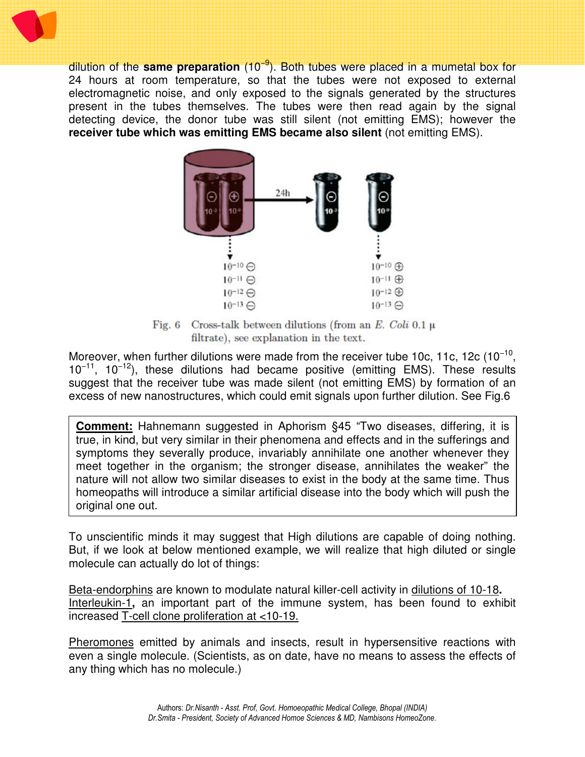dilution of the **same preparation** ($10^{-9}$). Both tubes were placed in a mumetal box for 24 hours at room temperature, so that the tubes were not exposed to external electromagnetic noise, and only exposed to the signals generated by the structures present in the tubes themselves. The tubes were then read again by the signal detecting device, the donor tube was still silent (not emitting EMS); however the **receiver tube which was emitting EMS became also silent** (not emitting EMS).

Fig. 6 Cross-talk between dilutions (from an *E. Coli* 0.1 μ filtrate), see explanation in the text.

Moreover, when further dilutions were made from the receiver tube 10c, 11c, 12c ($10^{-10}$, $10^{-11}$, $10^{-12}$), these dilutions had became positive (emitting EMS). These results suggest that the receiver tube was made silent (not emitting EMS) by formation of an excess of new nanostructures, which could emit signals upon further dilution. See Fig.6

> **Comment:** Hahnemann suggested in Aphorism §45 "Two diseases, differing, it is true, in kind, but very similar in their phenomena and effects and in the sufferings and symptoms they severally produce, invariably annihilate one another whenever they meet together in the organism; the stronger disease, annihilates the weaker" the nature will not allow two similar diseases to exist in the body at the same time. Thus homeopaths will introduce a similar artificial disease into the body which will push the original one out.

To unscientific minds it may suggest that High dilutions are capable of doing nothing. But, if we look at below mentioned example, we will realize that high diluted or single molecule can actually do lot of things:

Beta-endorphins are known to modulate natural killer-cell activity in dilutions of 10-18**.**
Interleukin-1**,** an important part of the immune system, has been found to exhibit increased T-cell clone proliferation at <10-19.

Pheromones emitted by animals and insects, result in hypersensitive reactions with even a single molecule. (Scientists, as on date, have no means to assess the effects of any thing which has no molecule.)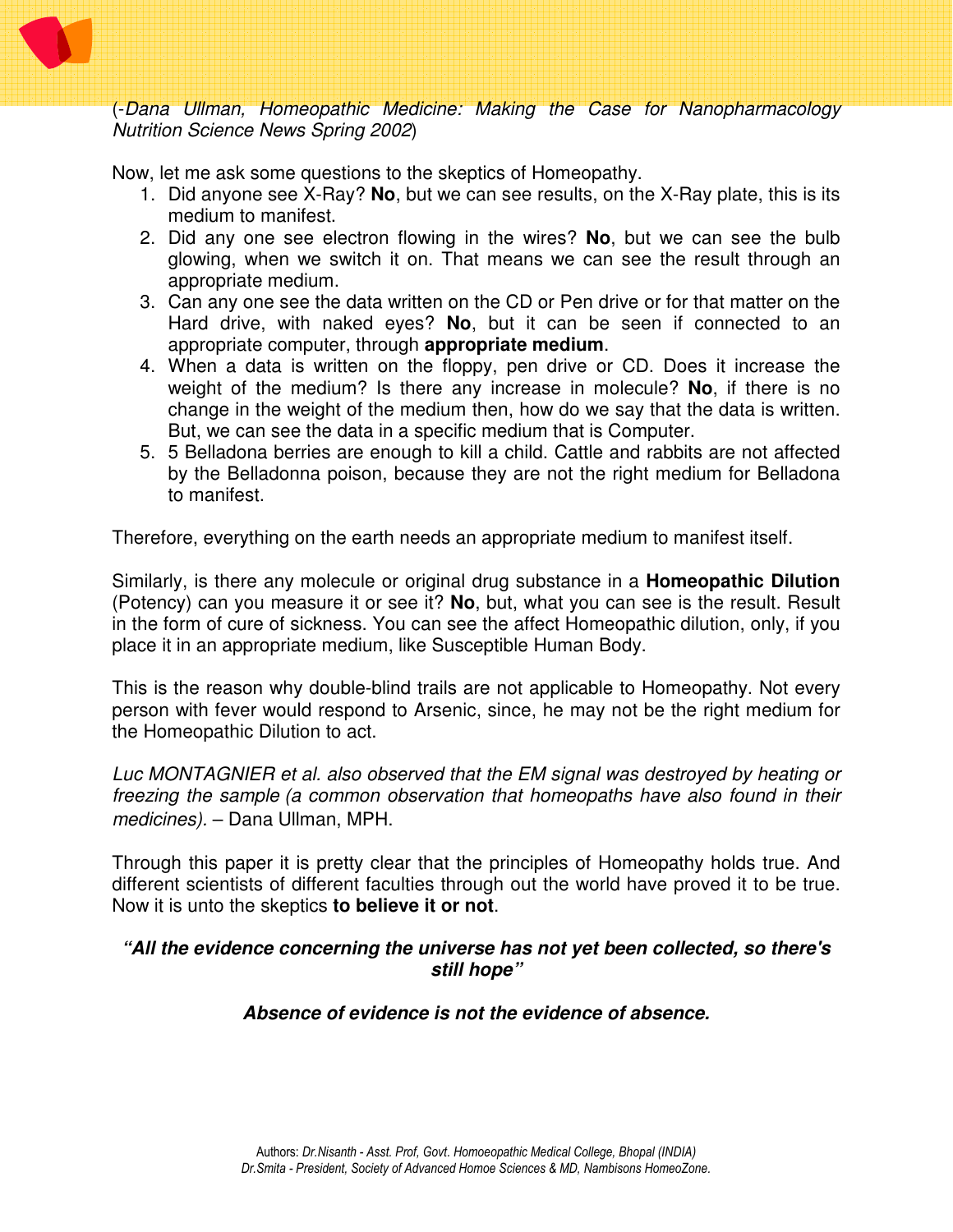(-*Dana Ullman, Homeopathic Medicine: Making the Case for Nanopharmacology Nutrition Science News Spring 2002*)

Now, let me ask some questions to the skeptics of Homeopathy.

1. Did anyone see X-Ray? **No**, but we can see results, on the X-Ray plate, this is its medium to manifest.
2. Did any one see electron flowing in the wires? **No**, but we can see the bulb glowing, when we switch it on. That means we can see the result through an appropriate medium.
3. Can any one see the data written on the CD or Pen drive or for that matter on the Hard drive, with naked eyes? **No**, but it can be seen if connected to an appropriate computer, through **appropriate medium**.
4. When a data is written on the floppy, pen drive or CD. Does it increase the weight of the medium? Is there any increase in molecule? **No**, if there is no change in the weight of the medium then, how do we say that the data is written. But, we can see the data in a specific medium that is Computer.
5. 5 Belladona berries are enough to kill a child. Cattle and rabbits are not affected by the Belladonna poison, because they are not the right medium for Belladona to manifest.

Therefore, everything on the earth needs an appropriate medium to manifest itself.

Similarly, is there any molecule or original drug substance in a **Homeopathic Dilution** (Potency) can you measure it or see it? **No**, but, what you can see is the result. Result in the form of cure of sickness. You can see the affect Homeopathic dilution, only, if you place it in an appropriate medium, like Susceptible Human Body.

This is the reason why double-blind trails are not applicable to Homeopathy. Not every person with fever would respond to Arsenic, since, he may not be the right medium for the Homeopathic Dilution to act.

*Luc MONTAGNIER et al. also observed that the EM signal was destroyed by heating or freezing the sample (a common observation that homeopaths have also found in their medicines).* – Dana Ullman, MPH.

Through this paper it is pretty clear that the principles of Homeopathy holds true. And different scientists of different faculties through out the world have proved it to be true. Now it is unto the skeptics **to believe it or not**.

***"All the evidence concerning the universe has not yet been collected, so there's still hope"***

***Absence of evidence is not the evidence of absence.***

Authors: *Dr.Nisanth - Asst. Prof, Govt. Homoeopathic Medical College, Bhopal (INDIA)*
*Dr.Smita - President, Society of Advanced Homoe Sciences & MD, Nambisons HomeoZone.*